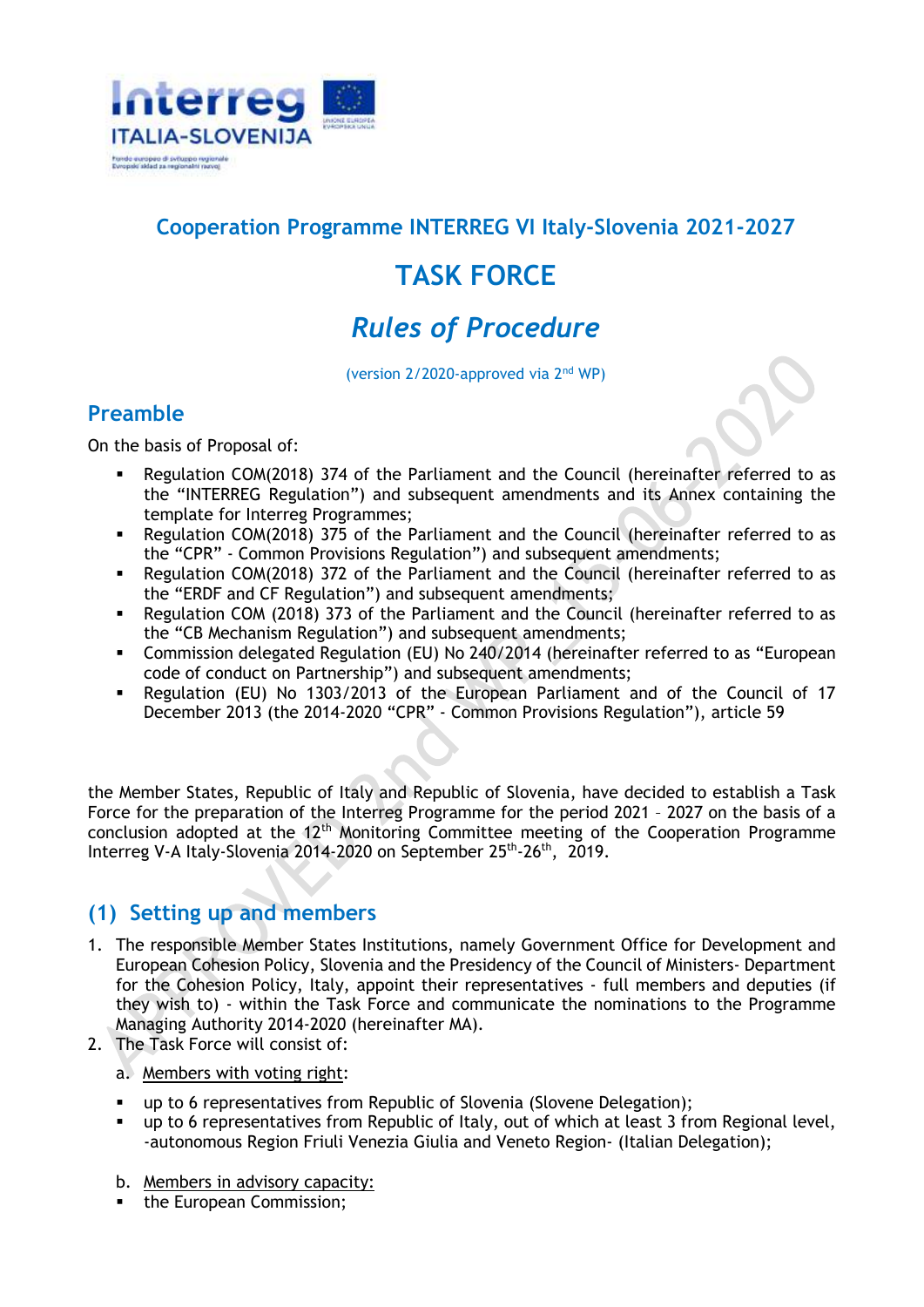## Cooperation Programme INTERREG VI Italy-Slovenia 2021-2027

# TASK FORCE

## *Rules of Procedure*

(version 2/2020-approved via 2nd WP)

## Preamble

On the basis of Proposal of:

- Regulation COM(2018) 374 of the Parliament and the Council (hereinafter referred to as the "INTERREG Regulation") and subsequent amendments and its Annex containing the template for Interreg Programmes;
- Regulation COM(2018) 375 of the Parliament and the Council (hereinafter referred to as the "CPR" - Common Provisions Regulation") and subsequent amendments;
- Regulation COM(2018) 372 of the Parliament and the Council (hereinafter referred to as the "ERDF and CF Regulation") and subsequent amendments;
- Regulation COM (2018) 373 of the Parliament and the Council (hereinafter referred to as the "CB Mechanism Regulation") and subsequent amendments;
- Commission delegated Regulation (EU) No 240/2014 (hereinafter referred to as "European code of conduct on Partnership") and subsequent amendments;
- Regulation (EU) No 1303/2013 of the European Parliament and of the Council of 17 December 2013 (the 2014-2020 "CPR" - Common Provisions Regulation"), article 59

the Member States, Republic of Italy and Republic of Slovenia, have decided to establish a Task Force for the preparation of the Interreg Programme for the period 2021 – 2027 on the basis of a conclusion adopted at the 12th Monitoring Committee meeting of the Cooperation Programme Interreg V-A Italy-Slovenia 2014-2020 on September 25th-26th, 2019.

## (1) Setting up and members

1. The responsible Member States Institutions, namely Government Office for Development and European Cohesion Policy, Slovenia and the Presidency of the Council of Ministers- Department for the Cohesion Policy, Italy, appoint their representatives - full members and deputies (if they wish to) - within the Task Force and communicate the nominations to the Programme Managing Authority 2014-2020 (hereinafter MA).
2. The Task Force will consist of:

   a. Members with voting right:

   - up to 6 representatives from Republic of Slovenia (Slovene Delegation);
   - up to 6 representatives from Republic of Italy, out of which at least 3 from Regional level, -autonomous Region Friuli Venezia Giulia and Veneto Region- (Italian Delegation);

   b. Members in advisory capacity:

   - the European Commission;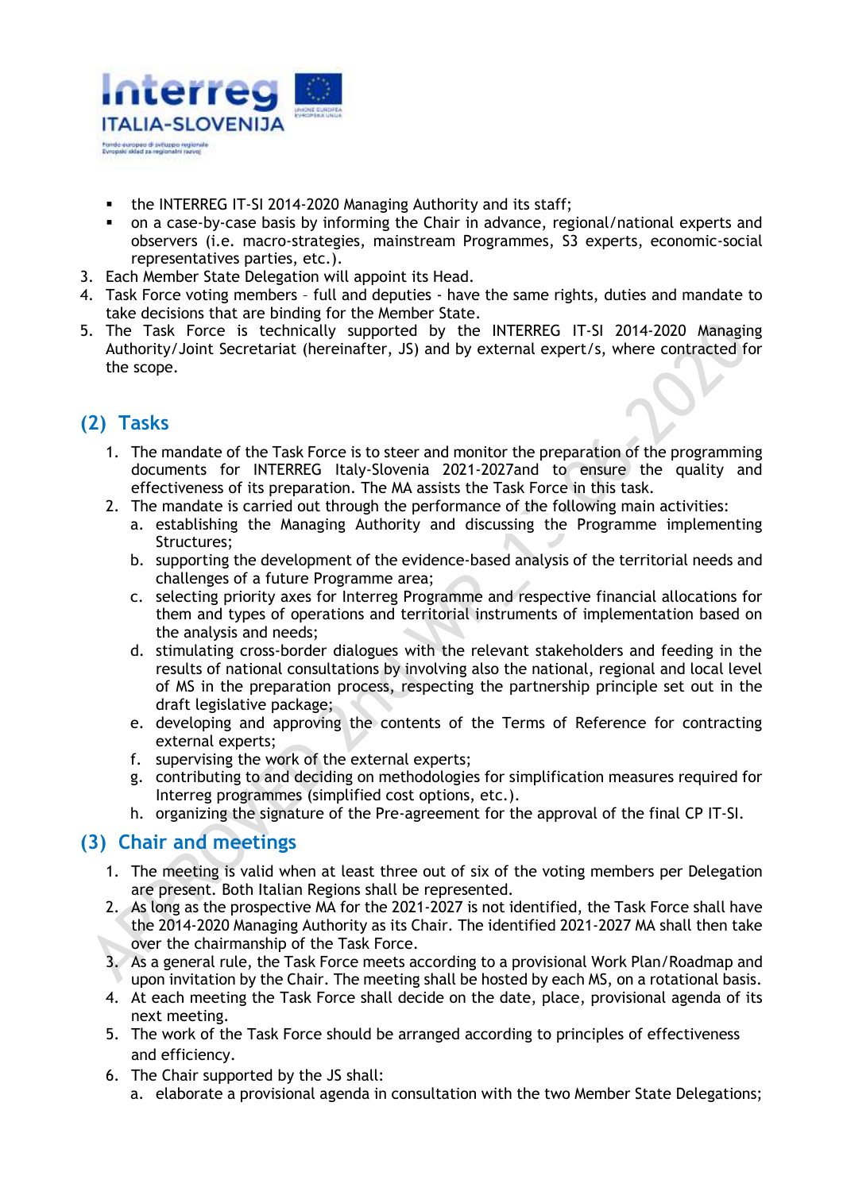- the INTERREG IT-SI 2014-2020 Managing Authority and its staff;
- on a case-by-case basis by informing the Chair in advance, regional/national experts and observers (i.e. macro-strategies, mainstream Programmes, S3 experts, economic-social representatives parties, etc.).

3. Each Member State Delegation will appoint its Head.
4. Task Force voting members – full and deputies - have the same rights, duties and mandate to take decisions that are binding for the Member State.
5. The Task Force is technically supported by the INTERREG IT-SI 2014-2020 Managing Authority/Joint Secretariat (hereinafter, JS) and by external expert/s, where contracted for the scope.

## (2) Tasks

1. The mandate of the Task Force is to steer and monitor the preparation of the programming documents for INTERREG Italy-Slovenia 2021-2027and to ensure the quality and effectiveness of its preparation. The MA assists the Task Force in this task.
2. The mandate is carried out through the performance of the following main activities:
   a. establishing the Managing Authority and discussing the Programme implementing Structures;
   b. supporting the development of the evidence-based analysis of the territorial needs and challenges of a future Programme area;
   c. selecting priority axes for Interreg Programme and respective financial allocations for them and types of operations and territorial instruments of implementation based on the analysis and needs;
   d. stimulating cross-border dialogues with the relevant stakeholders and feeding in the results of national consultations by involving also the national, regional and local level of MS in the preparation process, respecting the partnership principle set out in the draft legislative package;
   e. developing and approving the contents of the Terms of Reference for contracting external experts;
   f. supervising the work of the external experts;
   g. contributing to and deciding on methodologies for simplification measures required for Interreg programmes (simplified cost options, etc.).
   h. organizing the signature of the Pre-agreement for the approval of the final CP IT-SI.

## (3) Chair and meetings

1. The meeting is valid when at least three out of six of the voting members per Delegation are present. Both Italian Regions shall be represented.
2. As long as the prospective MA for the 2021-2027 is not identified, the Task Force shall have the 2014-2020 Managing Authority as its Chair. The identified 2021-2027 MA shall then take over the chairmanship of the Task Force.
3. As a general rule, the Task Force meets according to a provisional Work Plan/Roadmap and upon invitation by the Chair. The meeting shall be hosted by each MS, on a rotational basis.
4. At each meeting the Task Force shall decide on the date, place, provisional agenda of its next meeting.
5. The work of the Task Force should be arranged according to principles of effectiveness and efficiency.
6. The Chair supported by the JS shall:
   a. elaborate a provisional agenda in consultation with the two Member State Delegations;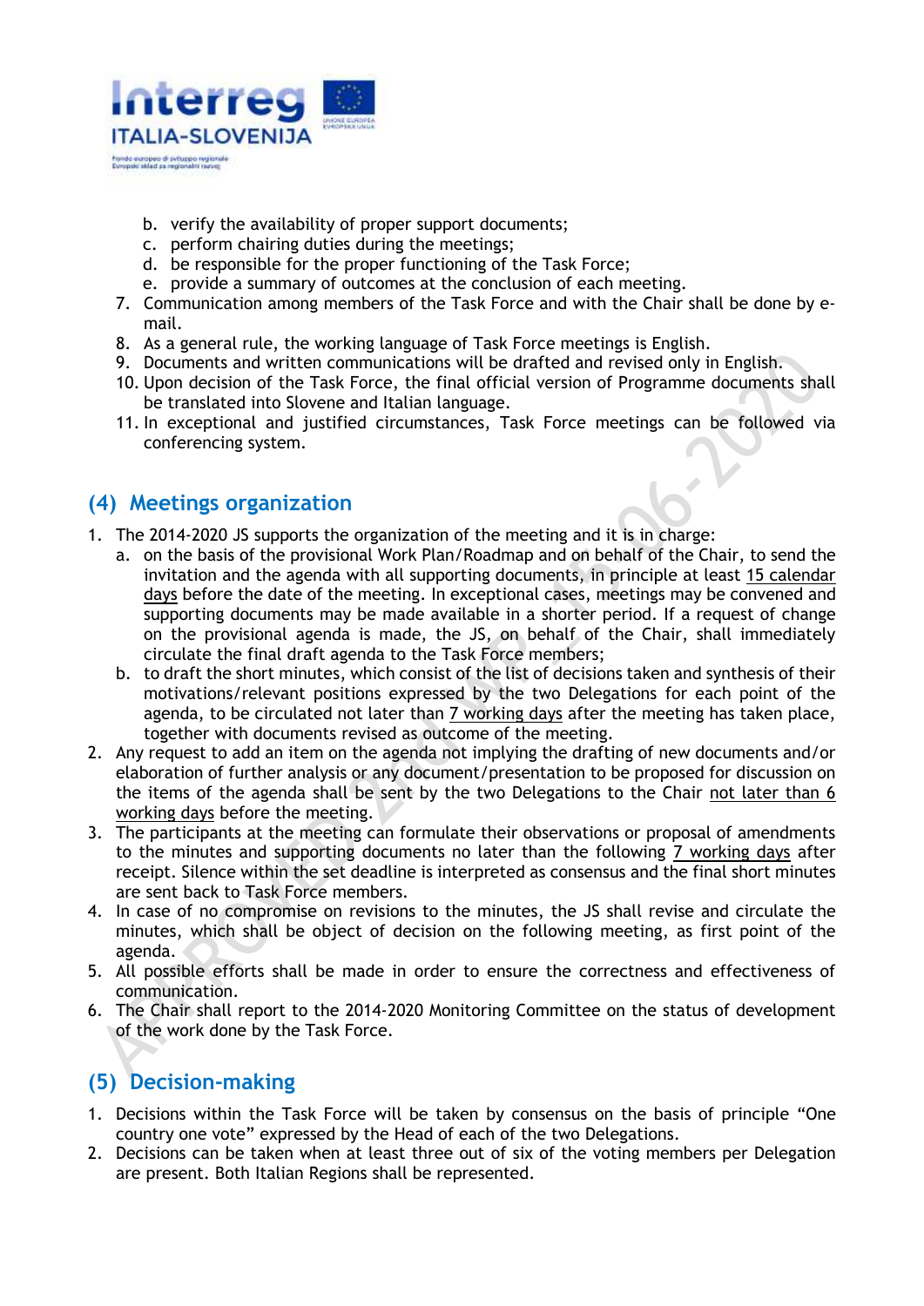b. verify the availability of proper support documents;
c. perform chairing duties during the meetings;
d. be responsible for the proper functioning of the Task Force;
e. provide a summary of outcomes at the conclusion of each meeting.

7. Communication among members of the Task Force and with the Chair shall be done by e-mail.
8. As a general rule, the working language of Task Force meetings is English.
9. Documents and written communications will be drafted and revised only in English.
10. Upon decision of the Task Force, the final official version of Programme documents shall be translated into Slovene and Italian language.
11. In exceptional and justified circumstances, Task Force meetings can be followed via conferencing system.

## (4) Meetings organization

1. The 2014-2020 JS supports the organization of the meeting and it is in charge:
   a. on the basis of the provisional Work Plan/Roadmap and on behalf of the Chair, to send the invitation and the agenda with all supporting documents, in principle at least 15 calendar days before the date of the meeting. In exceptional cases, meetings may be convened and supporting documents may be made available in a shorter period. If a request of change on the provisional agenda is made, the JS, on behalf of the Chair, shall immediately circulate the final draft agenda to the Task Force members;
   b. to draft the short minutes, which consist of the list of decisions taken and synthesis of their motivations/relevant positions expressed by the two Delegations for each point of the agenda, to be circulated not later than 7 working days after the meeting has taken place, together with documents revised as outcome of the meeting.
2. Any request to add an item on the agenda not implying the drafting of new documents and/or elaboration of further analysis or any document/presentation to be proposed for discussion on the items of the agenda shall be sent by the two Delegations to the Chair not later than 6 working days before the meeting.
3. The participants at the meeting can formulate their observations or proposal of amendments to the minutes and supporting documents no later than the following 7 working days after receipt. Silence within the set deadline is interpreted as consensus and the final short minutes are sent back to Task Force members.
4. In case of no compromise on revisions to the minutes, the JS shall revise and circulate the minutes, which shall be object of decision on the following meeting, as first point of the agenda.
5. All possible efforts shall be made in order to ensure the correctness and effectiveness of communication.
6. The Chair shall report to the 2014-2020 Monitoring Committee on the status of development of the work done by the Task Force.

## (5) Decision-making

1. Decisions within the Task Force will be taken by consensus on the basis of principle "One country one vote" expressed by the Head of each of the two Delegations.
2. Decisions can be taken when at least three out of six of the voting members per Delegation are present. Both Italian Regions shall be represented.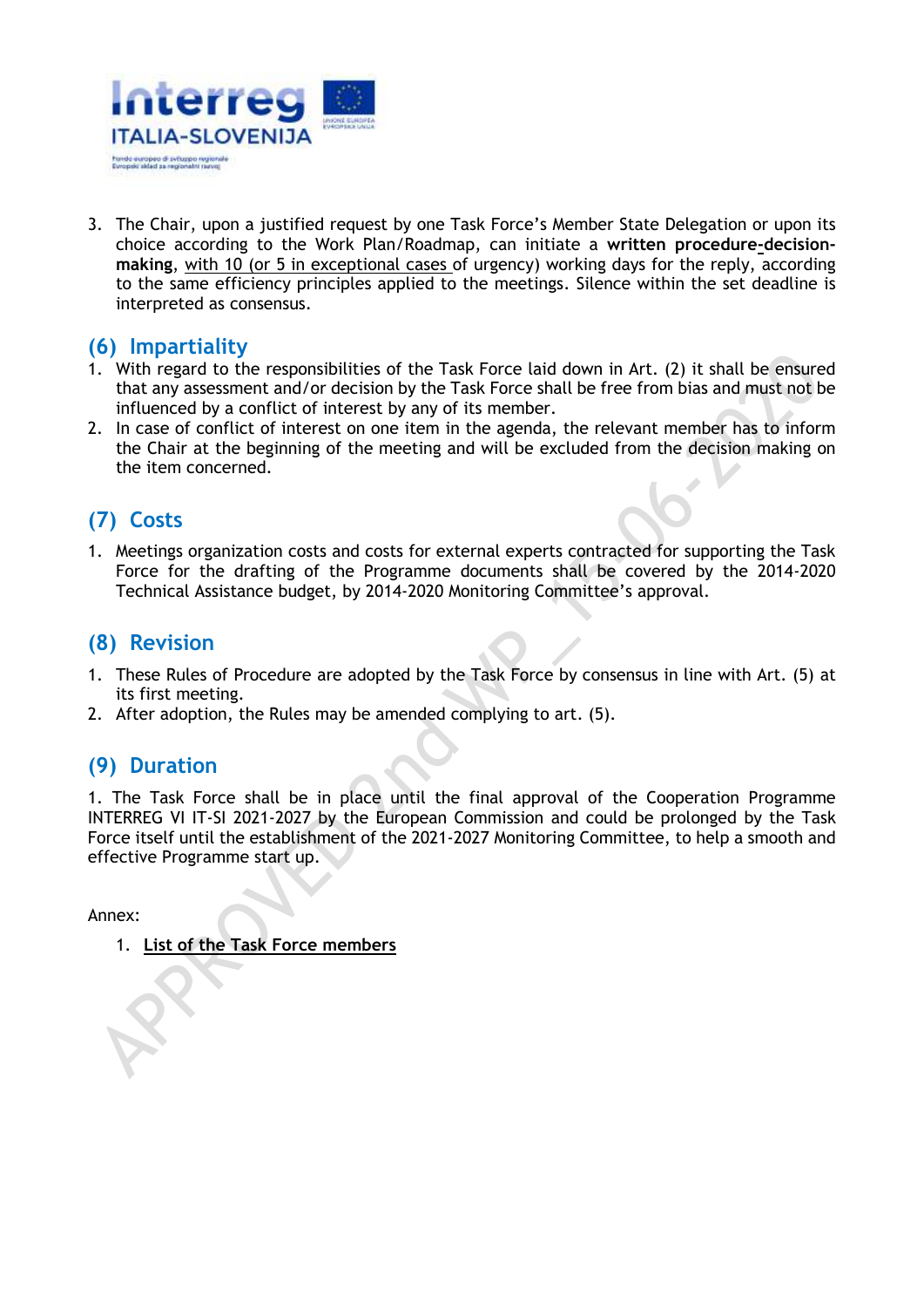3. The Chair, upon a justified request by one Task Force's Member State Delegation or upon its choice according to the Work Plan/Roadmap, can initiate a **written procedure-decision-making**, with 10 (or 5 in exceptional cases of urgency) working days for the reply, according to the same efficiency principles applied to the meetings. Silence within the set deadline is interpreted as consensus.

## (6) Impartiality

1. With regard to the responsibilities of the Task Force laid down in Art. (2) it shall be ensured that any assessment and/or decision by the Task Force shall be free from bias and must not be influenced by a conflict of interest by any of its member.
2. In case of conflict of interest on one item in the agenda, the relevant member has to inform the Chair at the beginning of the meeting and will be excluded from the decision making on the item concerned.

## (7) Costs

1. Meetings organization costs and costs for external experts contracted for supporting the Task Force for the drafting of the Programme documents shall be covered by the 2014-2020 Technical Assistance budget, by 2014-2020 Monitoring Committee's approval.

## (8) Revision

1. These Rules of Procedure are adopted by the Task Force by consensus in line with Art. (5) at its first meeting.
2. After adoption, the Rules may be amended complying to art. (5).

## (9) Duration

1. The Task Force shall be in place until the final approval of the Cooperation Programme INTERREG VI IT-SI 2021-2027 by the European Commission and could be prolonged by the Task Force itself until the establishment of the 2021-2027 Monitoring Committee, to help a smooth and effective Programme start up.

Annex:

1. List of the Task Force members